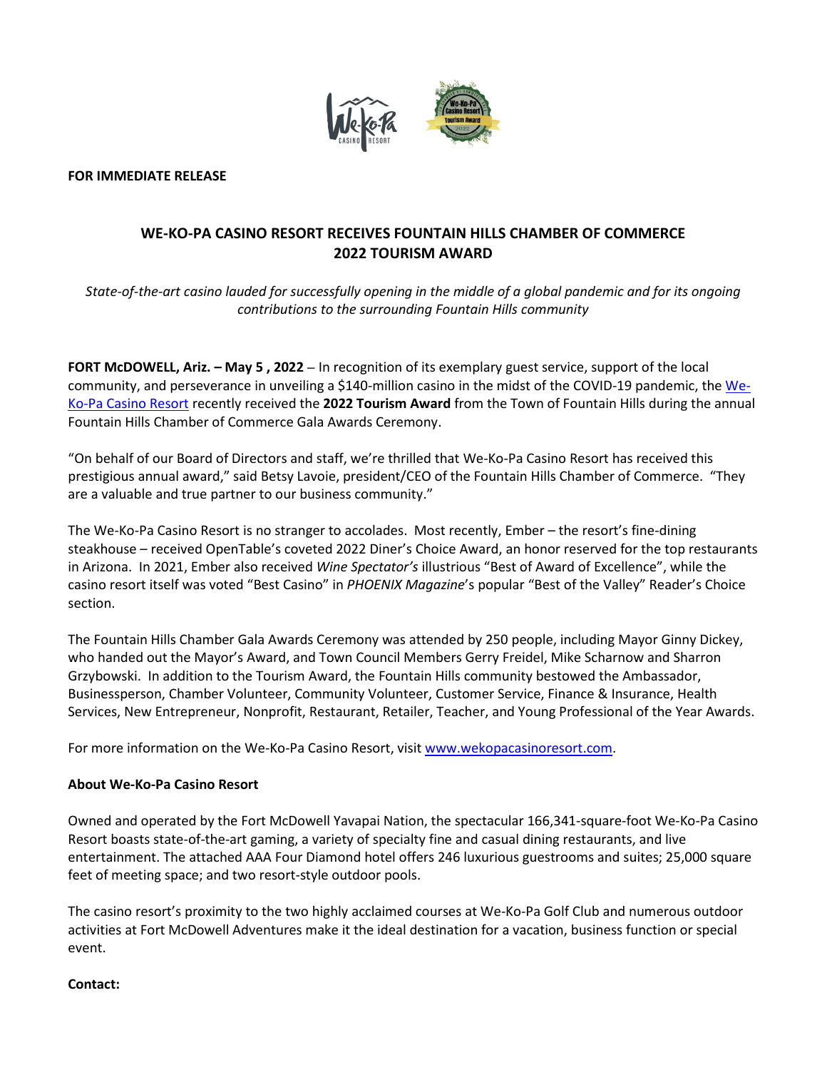**FOR IMMEDIATE RELEASE**

# WE-KO-PA CASINO RESORT RECEIVES FOUNTAIN HILLS CHAMBER OF COMMERCE 2022 TOURISM AWARD

*State-of-the-art casino lauded for successfully opening in the middle of a global pandemic and for its ongoing contributions to the surrounding Fountain Hills community*

**FORT McDOWELL, Ariz. – May 5 , 2022** – In recognition of its exemplary guest service, support of the local community, and perseverance in unveiling a $140-million casino in the midst of the COVID-19 pandemic, the [We-Ko-Pa Casino Resort](https://www.wekopacasinoresort.com) recently received the **2022 Tourism Award** from the Town of Fountain Hills during the annual Fountain Hills Chamber of Commerce Gala Awards Ceremony.

"On behalf of our Board of Directors and staff, we're thrilled that We-Ko-Pa Casino Resort has received this prestigious annual award," said Betsy Lavoie, president/CEO of the Fountain Hills Chamber of Commerce. "They are a valuable and true partner to our business community."

The We-Ko-Pa Casino Resort is no stranger to accolades. Most recently, Ember – the resort's fine-dining steakhouse – received OpenTable's coveted 2022 Diner's Choice Award, an honor reserved for the top restaurants in Arizona. In 2021, Ember also received *Wine Spectator's* illustrious "Best of Award of Excellence", while the casino resort itself was voted "Best Casino" in *PHOENIX Magazine*'s popular "Best of the Valley" Reader's Choice section.

The Fountain Hills Chamber Gala Awards Ceremony was attended by 250 people, including Mayor Ginny Dickey, who handed out the Mayor's Award, and Town Council Members Gerry Freidel, Mike Scharnow and Sharron Grzybowski. In addition to the Tourism Award, the Fountain Hills community bestowed the Ambassador, Businessperson, Chamber Volunteer, Community Volunteer, Customer Service, Finance & Insurance, Health Services, New Entrepreneur, Nonprofit, Restaurant, Retailer, Teacher, and Young Professional of the Year Awards.

For more information on the We-Ko-Pa Casino Resort, visit [www.wekopacasinoresort.com](http://www.wekopacasinoresort.com).

**About We-Ko-Pa Casino Resort**

Owned and operated by the Fort McDowell Yavapai Nation, the spectacular 166,341-square-foot We-Ko-Pa Casino Resort boasts state-of-the-art gaming, a variety of specialty fine and casual dining restaurants, and live entertainment. The attached AAA Four Diamond hotel offers 246 luxurious guestrooms and suites; 25,000 square feet of meeting space; and two resort-style outdoor pools.

The casino resort's proximity to the two highly acclaimed courses at We-Ko-Pa Golf Club and numerous outdoor activities at Fort McDowell Adventures make it the ideal destination for a vacation, business function or special event.

**Contact:**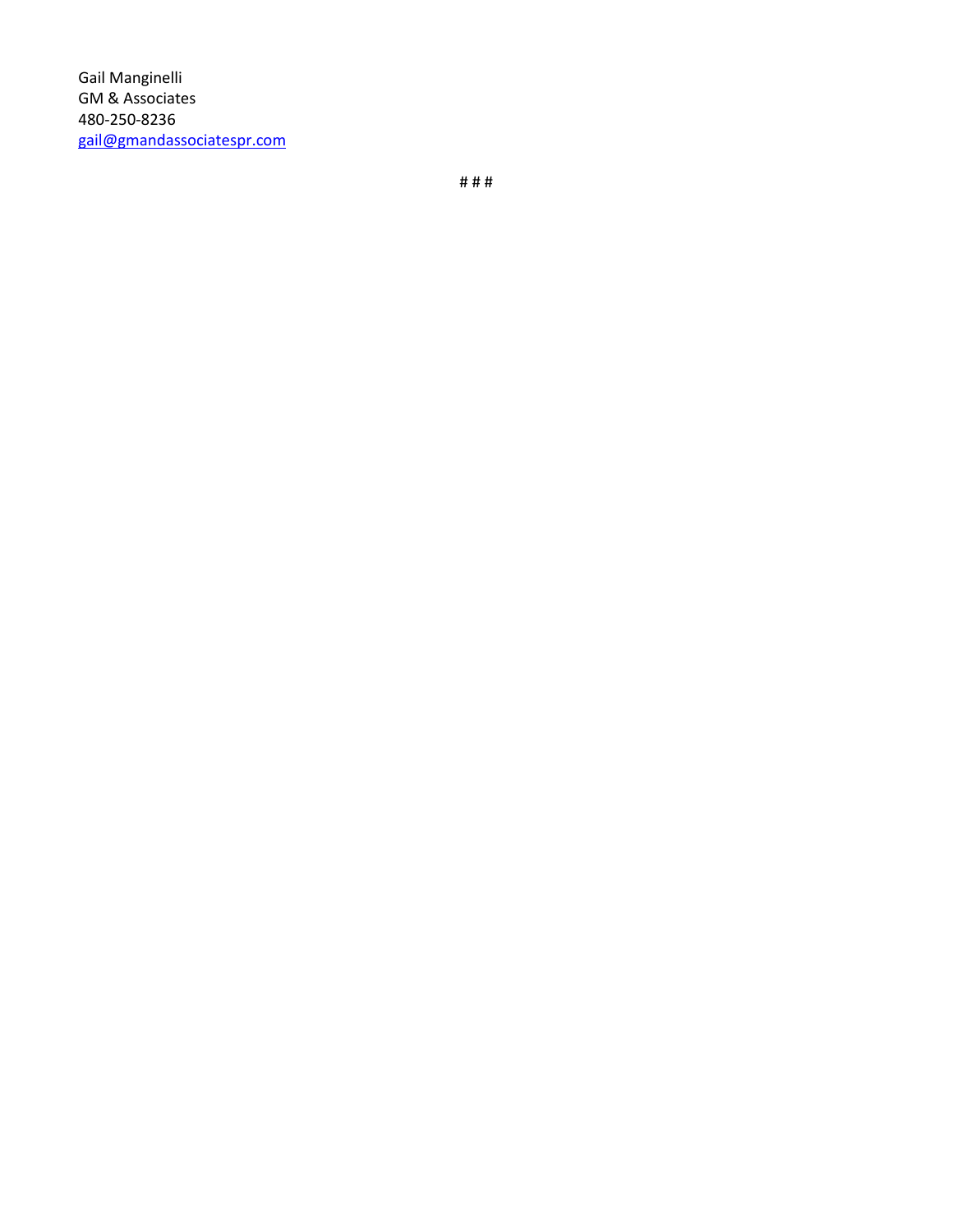Gail Manginelli
GM & Associates
480-250-8236
gail@gmandassociatespr.com

# # #